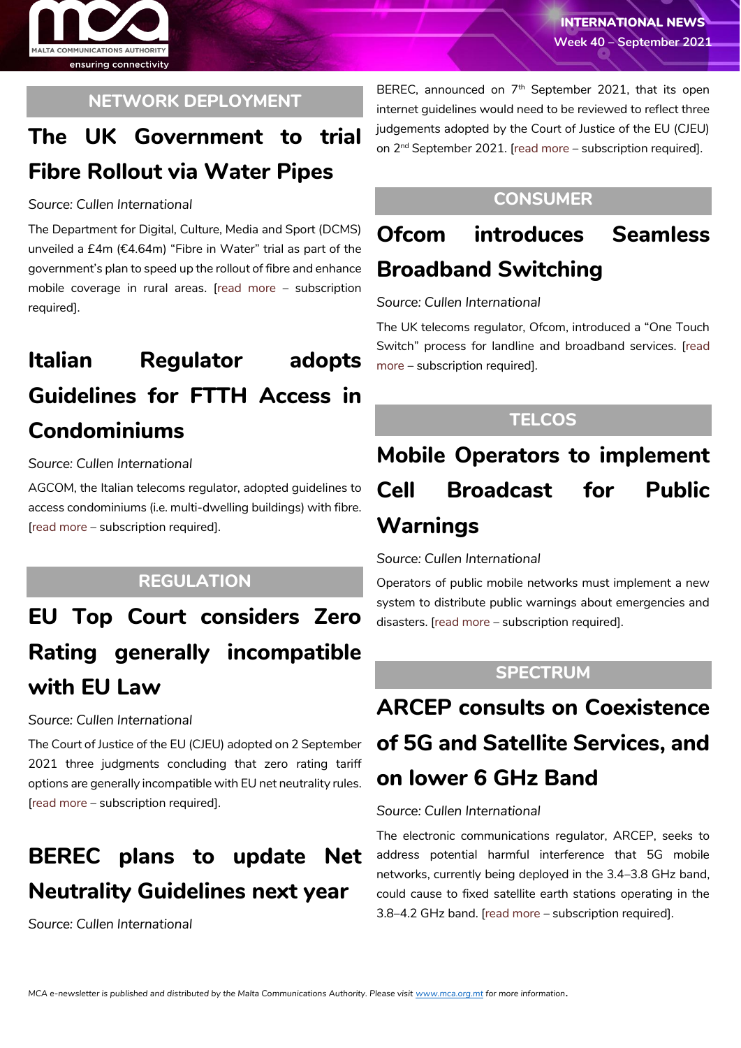## NETWORK DEPLOYMENT

### The UK Government to trial Fibre Rollout via Water Pipes

*Source: Cullen International*

The Department for Digital, Culture, Media and Sport (DCMS) unveiled a £4m (€4.64m) “Fibre in Water” trial as part of the government’s plan to speed up the rollout of fibre and enhance mobile coverage in rural areas. [read more – subscription required].

### Italian Regulator adopts Guidelines for FTTH Access in Condominiums

*Source: Cullen International*

AGCOM, the Italian telecoms regulator, adopted guidelines to access condominiums (i.e. multi-dwelling buildings) with fibre. [read more – subscription required].

## REGULATION

### EU Top Court considers Zero Rating generally incompatible with EU Law

*Source: Cullen International*

The Court of Justice of the EU (CJEU) adopted on 2 September 2021 three judgments concluding that zero rating tariff options are generally incompatible with EU net neutrality rules. [read more – subscription required].

### BEREC plans to update Net Neutrality Guidelines next year

*Source: Cullen International*

BEREC, announced on 7th September 2021, that its open internet guidelines would need to be reviewed to reflect three judgements adopted by the Court of Justice of the EU (CJEU) on 2nd September 2021. [read more – subscription required].

## CONSUMER

### Ofcom introduces Seamless Broadband Switching

*Source: Cullen International*

The UK telecoms regulator, Ofcom, introduced a “One Touch Switch” process for landline and broadband services. [read more – subscription required].

## TELCOS

### Mobile Operators to implement Cell Broadcast for Public Warnings

*Source: Cullen International*

Operators of public mobile networks must implement a new system to distribute public warnings about emergencies and disasters. [read more – subscription required].

## SPECTRUM

### ARCEP consults on Coexistence of 5G and Satellite Services, and on lower 6 GHz Band

*Source: Cullen International*

The electronic communications regulator, ARCEP, seeks to address potential harmful interference that 5G mobile networks, currently being deployed in the 3.4–3.8 GHz band, could cause to fixed satellite earth stations operating in the 3.8–4.2 GHz band. [read more – subscription required].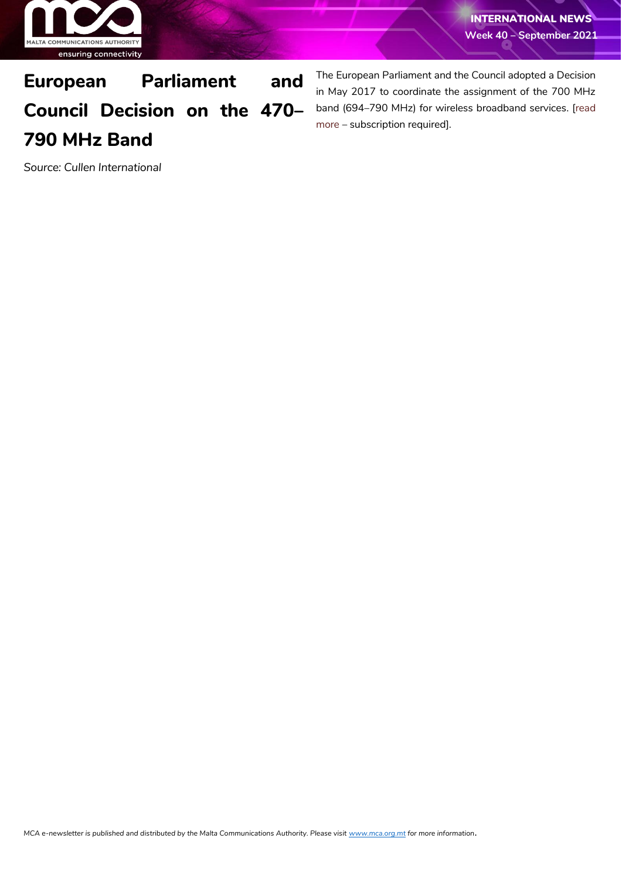## European Parliament and Council Decision on the 470–790 MHz Band

*Source: Cullen International*

The European Parliament and the Council adopted a Decision in May 2017 to coordinate the assignment of the 700 MHz band (694–790 MHz) for wireless broadband services. [read more – subscription required].

*MCA e-newsletter is published and distributed by the Malta Communications Authority. Please visit www.mca.org.mt for more information.*